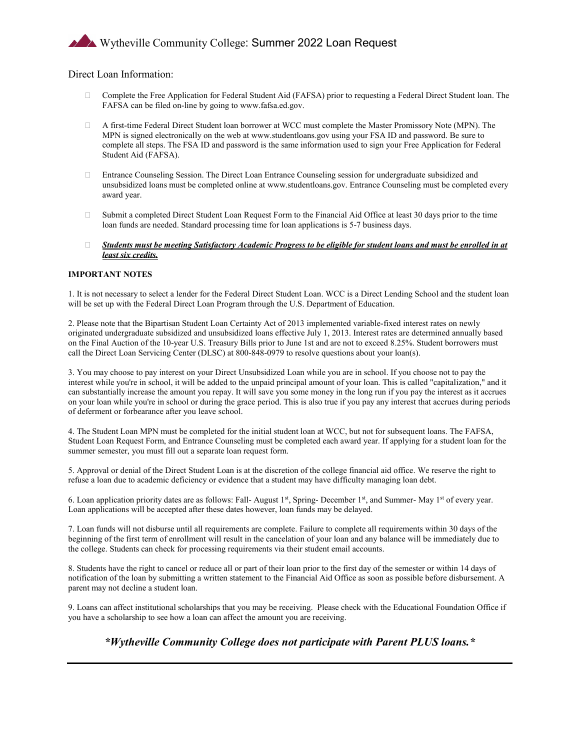# Wytheville Community College: Summer 2022 Loan Request

## Direct Loan Information:

- Complete the Free Application for Federal Student Aid (FAFSA) prior to requesting a Federal Direct Student loan. The FAFSA can be filed on-line by going to www.fafsa.ed.gov.
- A first-time Federal Direct Student loan borrower at WCC must complete the Master Promissory Note (MPN). The MPN is signed electronically on the web at www.studentloans.gov using your FSA ID and password. Be sure to complete all steps. The FSA ID and password is the same information used to sign your Free Application for Federal Student Aid (FAFSA).
- Entrance Counseling Session. The Direct Loan Entrance Counseling session for undergraduate subsidized and unsubsidized loans must be completed online at www.studentloans.gov. Entrance Counseling must be completed every award year.
- Submit a completed Direct Student Loan Request Form to the Financial Aid Office at least 30 days prior to the time loan funds are needed. Standard processing time for loan applications is 5-7 business days.
- ***Students must be meeting Satisfactory Academic Progress to be eligible for student loans and must be enrolled in at least six credits.***

**IMPORTANT NOTES**

1. It is not necessary to select a lender for the Federal Direct Student Loan. WCC is a Direct Lending School and the student loan will be set up with the Federal Direct Loan Program through the U.S. Department of Education.

2. Please note that the Bipartisan Student Loan Certainty Act of 2013 implemented variable-fixed interest rates on newly originated undergraduate subsidized and unsubsidized loans effective July 1, 2013. Interest rates are determined annually based on the Final Auction of the 10-year U.S. Treasury Bills prior to June 1st and are not to exceed 8.25%. Student borrowers must call the Direct Loan Servicing Center (DLSC) at 800-848-0979 to resolve questions about your loan(s).

3. You may choose to pay interest on your Direct Unsubsidized Loan while you are in school. If you choose not to pay the interest while you're in school, it will be added to the unpaid principal amount of your loan. This is called "capitalization," and it can substantially increase the amount you repay. It will save you some money in the long run if you pay the interest as it accrues on your loan while you're in school or during the grace period. This is also true if you pay any interest that accrues during periods of deferment or forbearance after you leave school.

4. The Student Loan MPN must be completed for the initial student loan at WCC, but not for subsequent loans. The FAFSA, Student Loan Request Form, and Entrance Counseling must be completed each award year. If applying for a student loan for the summer semester, you must fill out a separate loan request form.

5. Approval or denial of the Direct Student Loan is at the discretion of the college financial aid office. We reserve the right to refuse a loan due to academic deficiency or evidence that a student may have difficulty managing loan debt.

6. Loan application priority dates are as follows: Fall- August 1st, Spring- December 1st, and Summer- May 1st of every year. Loan applications will be accepted after these dates however, loan funds may be delayed.

7. Loan funds will not disburse until all requirements are complete. Failure to complete all requirements within 30 days of the beginning of the first term of enrollment will result in the cancelation of your loan and any balance will be immediately due to the college. Students can check for processing requirements via their student email accounts.

8. Students have the right to cancel or reduce all or part of their loan prior to the first day of the semester or within 14 days of notification of the loan by submitting a written statement to the Financial Aid Office as soon as possible before disbursement. A parent may not decline a student loan.

9. Loans can affect institutional scholarships that you may be receiving. Please check with the Educational Foundation Office if you have a scholarship to see how a loan can affect the amount you are receiving.

***\*Wytheville Community College does not participate with Parent PLUS loans.\****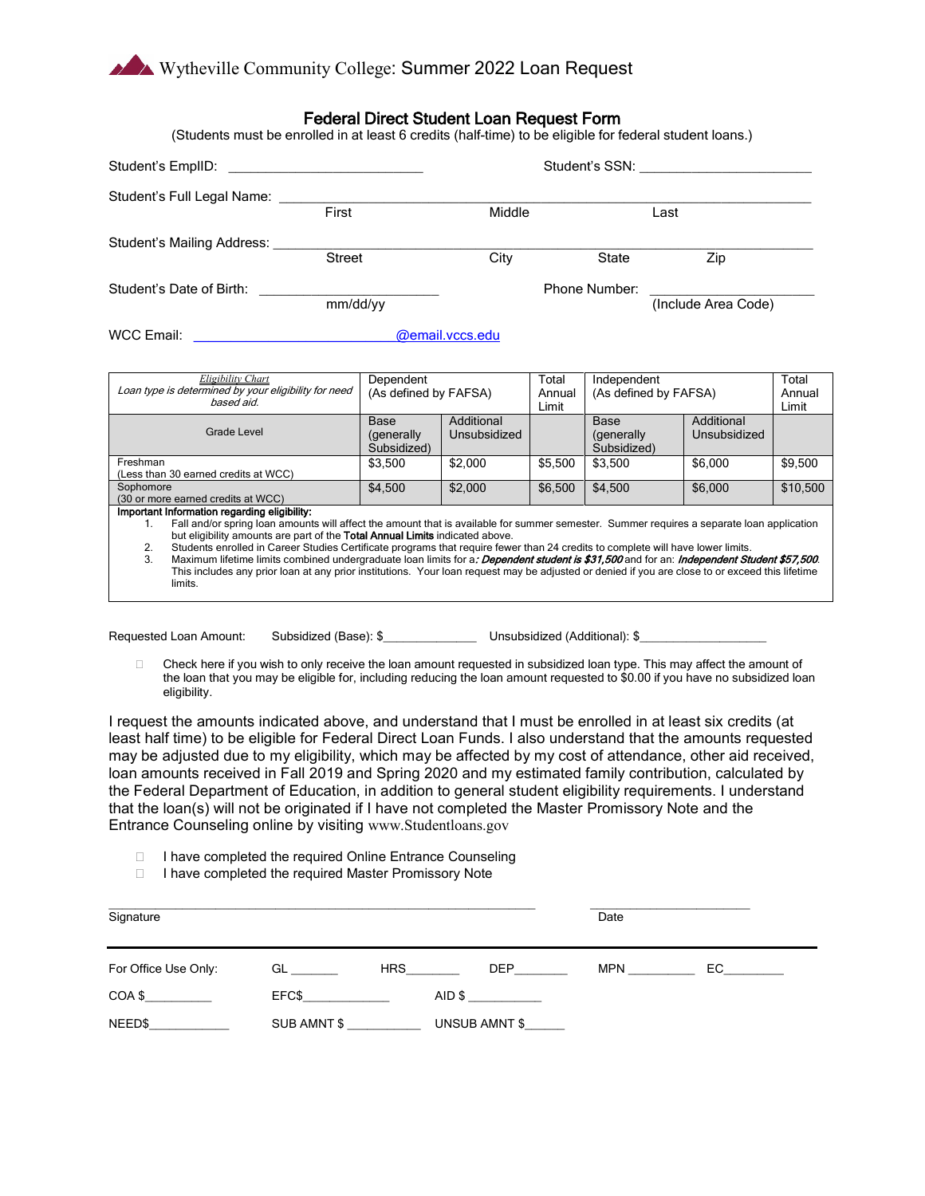# Wytheville Community College: Summer 2022 Loan Request

## Federal Direct Student Loan Request Form

(Students must be enrolled in at least 6 credits (half-time) to be eligible for federal student loans.)

Student's EmplID: ___________________________ Student's SSN: ________________________

Student's Full Legal Name: ___________________________________________________________
First Middle Last

Student's Mailing Address: ___________________________________________________________
Street City State Zip

Student's Date of Birth: _________________________ Phone Number: _______________________
mm/dd/yy (Include Area Code)

WCC Email: ___________________________@email.vccs.edu

| *Eligibility Chart* *Loan type is determined by your eligibility for need based aid.* | Dependent (As defined by FAFSA) | | Total Annual Limit | Independent (As defined by FAFSA) | | Total Annual Limit |
|---|---|---|---|---|---|---|
| Grade Level | Base (generally Subsidized) | Additional Unsubsidized | | Base (generally Subsidized) | Additional Unsubsidized | |
| Freshman (Less than 30 earned credits at WCC) | $3,500 | $2,000 | $5,500 | $3,500 | $6,000 | $9,500 |
| Sophomore (30 or more earned credits at WCC) | $4,500 | $2,000 | $6,500 | $4,500 | $6,000 | $10,500 |

**Important Information regarding eligibility:**

1. Fall and/or spring loan amounts will affect the amount that is available for summer semester. Summer requires a separate loan application but eligibility amounts are part of the **Total Annual Limits** indicated above.
2. Students enrolled in Career Studies Certificate programs that require fewer than 24 credits to complete will have lower limits.
3. Maximum lifetime limits combined undergraduate loan limits for a***: Dependent student is $31,500*** and for an: ***Independent Student $57,500***. This includes any prior loan at any prior institutions. Your loan request may be adjusted or denied if you are close to or exceed this lifetime limits.

Requested Loan Amount: Subsidized (Base): $______________ Unsubsidized (Additional): $___________________

☐ Check here if you wish to only receive the loan amount requested in subsidized loan type. This may affect the amount of the loan that you may be eligible for, including reducing the loan amount requested to $0.00 if you have no subsidized loan eligibility.

I request the amounts indicated above, and understand that I must be enrolled in at least six credits (at least half time) to be eligible for Federal Direct Loan Funds. I also understand that the amounts requested may be adjusted due to my eligibility, which may be affected by my cost of attendance, other aid received, loan amounts received in Fall 2019 and Spring 2020 and my estimated family contribution, calculated by the Federal Department of Education, in addition to general student eligibility requirements. I understand that the loan(s) will not be originated if I have not completed the Master Promissory Note and the Entrance Counseling online by visiting www.Studentloans.gov

☐ I have completed the required Online Entrance Counseling
☐ I have completed the required Master Promissory Note

_______________________________________________________ ________________________
Signature Date

For Office Use Only: GL _______ HRS________ DEP________ MPN __________ EC_________

COA $__________ EFC$_____________ AID $ ___________

NEED$____________ SUB AMNT $ ___________ UNSUB AMNT $______